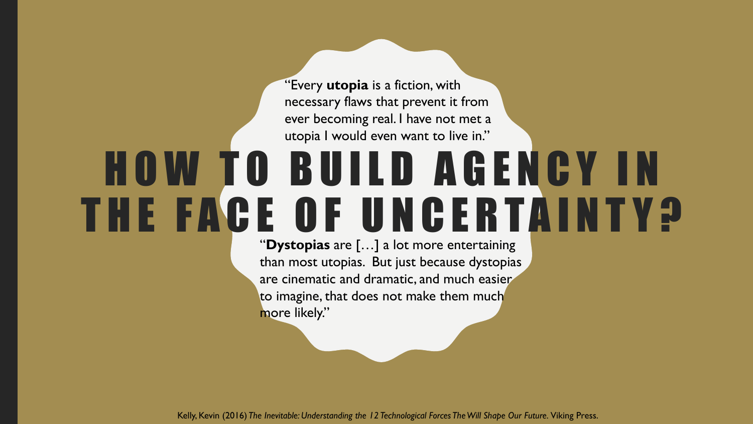# HOW TO BUILD AGENCY IN THE FACE OF UNCERTAINTY?

"Every **utopia** is a fiction, with necessary flaws that prevent it from ever becoming real. I have not met a utopia I would even want to live in."

"**Dystopias** are […] a lot more entertaining than most utopias. But just because dystopias are cinematic and dramatic, and much easier to imagine, that does not make them much more likely."

Kelly, Kevin (2016) *The Inevitable: Understanding the 12 Technological Forces The Will Shape Our Future*. Viking Press.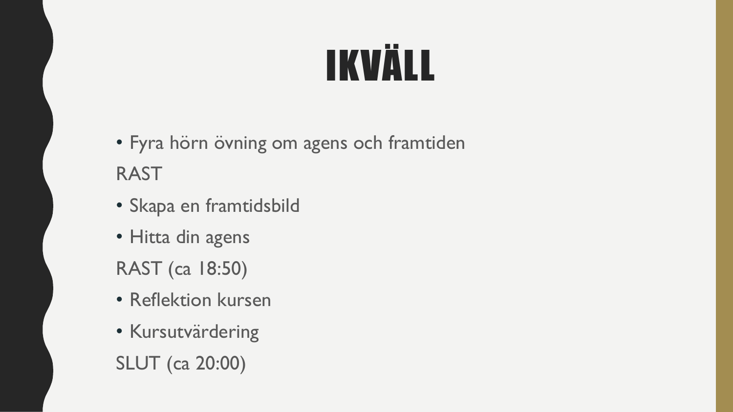# IKVÄLL

- Fyra hörn övning om agens och framtiden

RAST

- Skapa en framtidsbild
- Hitta din agens

RAST (ca 18:50)

- Reflektion kursen
- Kursutvärdering

SLUT (ca 20:00)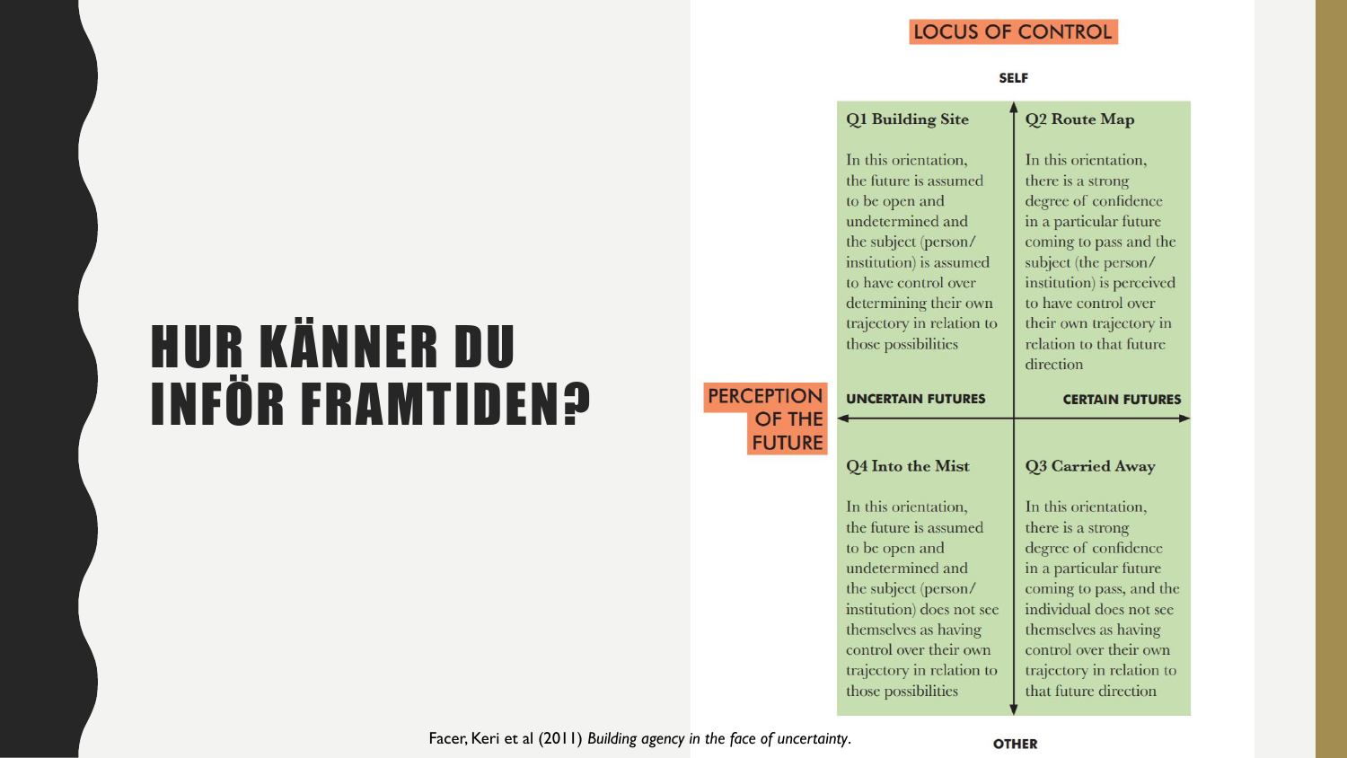# HUR KÄNNER DU INFÖR FRAMTIDEN?

**LOCUS OF CONTROL**

**SELF**

**Q1 Building Site**

In this orientation, the future is assumed to be open and undetermined and the subject (person/institution) is assumed to have control over determining their own trajectory in relation to those possibilities

**Q2 Route Map**

In this orientation, there is a strong degree of confidence in a particular future coming to pass and the subject (the person/institution) is perceived to have control over their own trajectory in relation to that future direction

**PERCEPTION OF THE FUTURE**

**UNCERTAIN FUTURES** — **CERTAIN FUTURES**

**Q4 Into the Mist**

In this orientation, the future is assumed to be open and undetermined and the subject (person/institution) does not see themselves as having control over their own trajectory in relation to those possibilities

**Q3 Carried Away**

In this orientation, there is a strong degree of confidence in a particular future coming to pass, and the individual does not see themselves as having control over their own trajectory in relation to that future direction

**OTHER**

Facer, Keri et al (2011) *Building agency in the face of uncertainty*.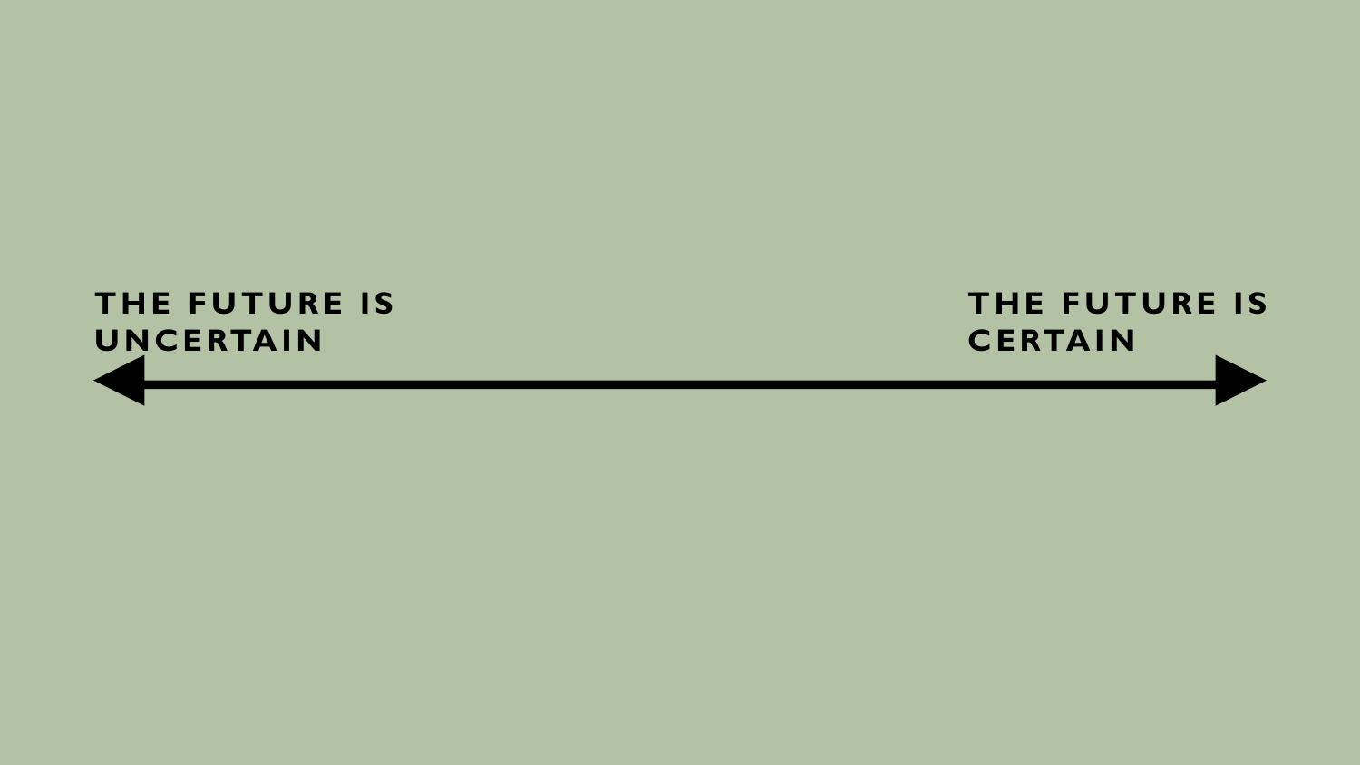**THE FUTURE IS UNCERTAIN** ⟷ **THE FUTURE IS CERTAIN**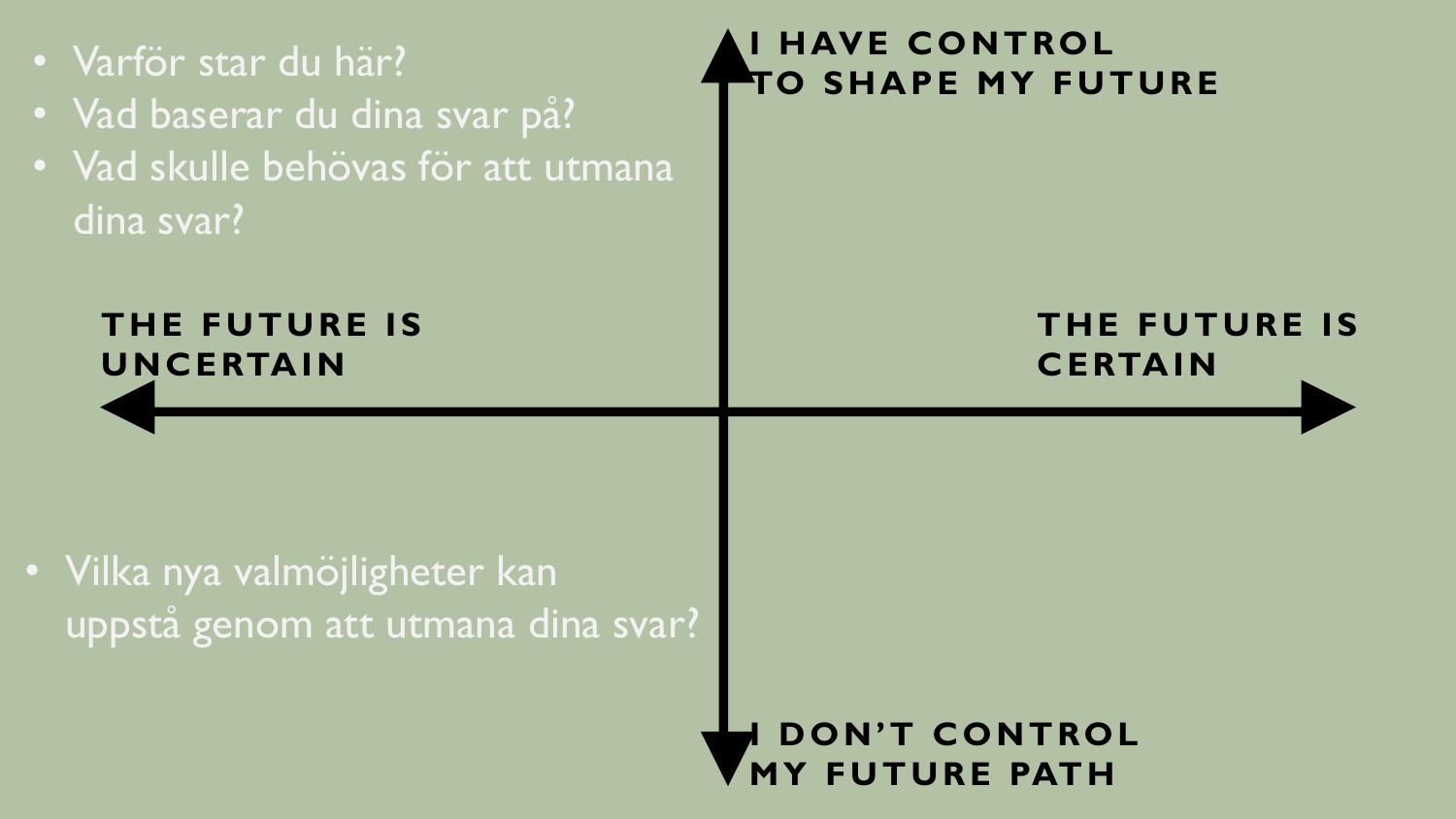- Varför står du här?
- Vad baserar du dina svar på?
- Vad skulle behövas för att utmana dina svar?

**I HAVE CONTROL TO SHAPE MY FUTURE**

**THE FUTURE IS UNCERTAIN**

**THE FUTURE IS CERTAIN**

**I DON'T CONTROL MY FUTURE PATH**

- Vilka nya valmöjligheter kan uppstå genom att utmana dina svar?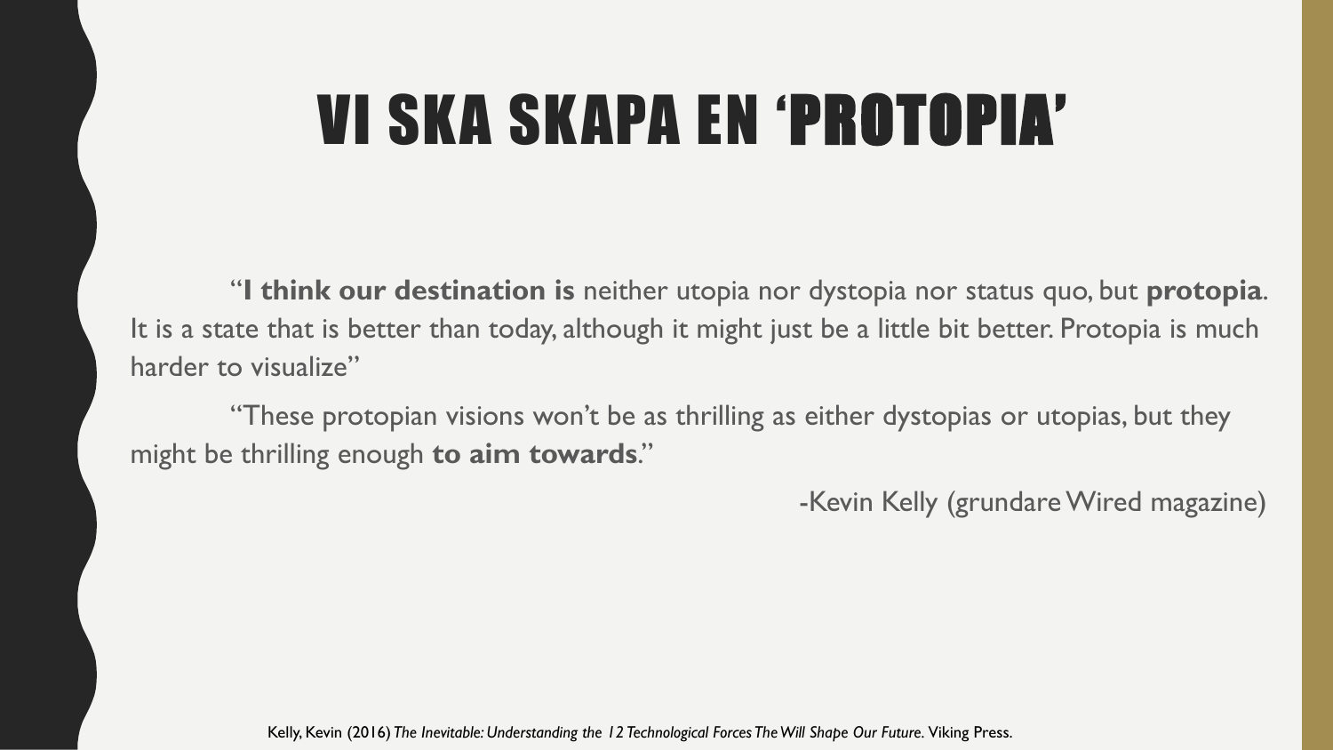# VI SKA SKAPA EN 'PROTOPIA'

"**I think our destination is** neither utopia nor dystopia nor status quo, but **protopia**. It is a state that is better than today, although it might just be a little bit better. Protopia is much harder to visualize"

"These protopian visions won't be as thrilling as either dystopias or utopias, but they might be thrilling enough **to aim towards**."

-Kevin Kelly (grundare Wired magazine)

Kelly, Kevin (2016) *The Inevitable: Understanding the 12 Technological Forces The Will Shape Our Future.* Viking Press.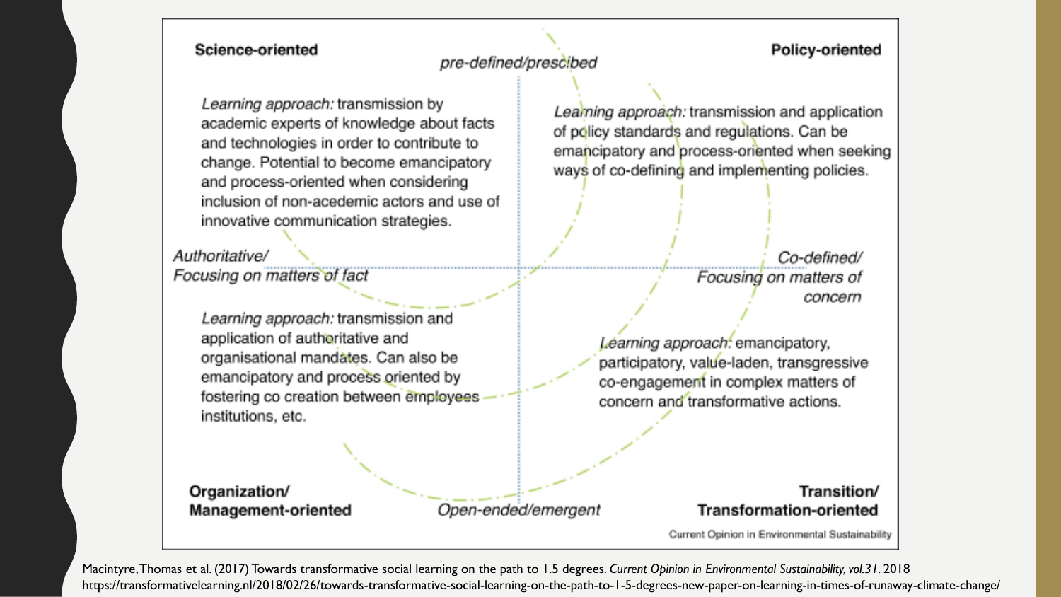**Science-oriented**

*pre-defined/prescibed*

**Policy-oriented**

*Learning approach:* transmission by academic experts of knowledge about facts and technologies in order to contribute to change. Potential to become emancipatory and process-oriented when considering inclusion of non-acedemic actors and use of innovative communication strategies.

*Learning approach:* transmission and application of policy standards and regulations. Can be emancipatory and process-oriented when seeking ways of co-defining and implementing policies.

*Authoritative/ Focusing on matters of fact*

*Co-defined/ Focusing on matters of concern*

*Learning approach:* transmission and application of authoritative and organisational mandates. Can also be emancipatory and process oriented by fostering co creation between employees institutions, etc.

*Learning approach:* emancipatory, participatory, value-laden, transgressive co-engagement in complex matters of concern and transformative actions.

**Organization/ Management-oriented**

*Open-ended/emergent*

**Transition/ Transformation-oriented**

Current Opinion in Environmental Sustainability

Macintyre, Thomas et al. (2017) Towards transformative social learning on the path to 1.5 degrees. *Current Opinion in Environmental Sustainability, vol.31*. 2018
https://transformativelearning.nl/2018/02/26/towards-transformative-social-learning-on-the-path-to-1-5-degrees-new-paper-on-learning-in-times-of-runaway-climate-change/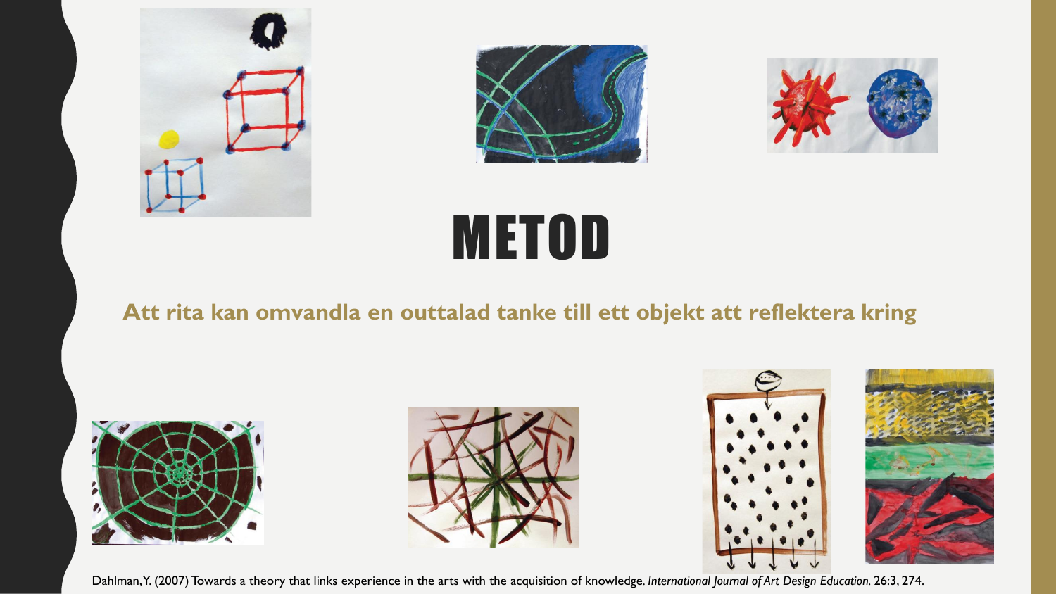# METOD

**Att rita kan omvandla en outtalad tanke till ett objekt att reflektera kring**

Dahlman, Y. (2007) Towards a theory that links experience in the arts with the acquisition of knowledge. *International Journal of Art Design Education.* 26:3, 274.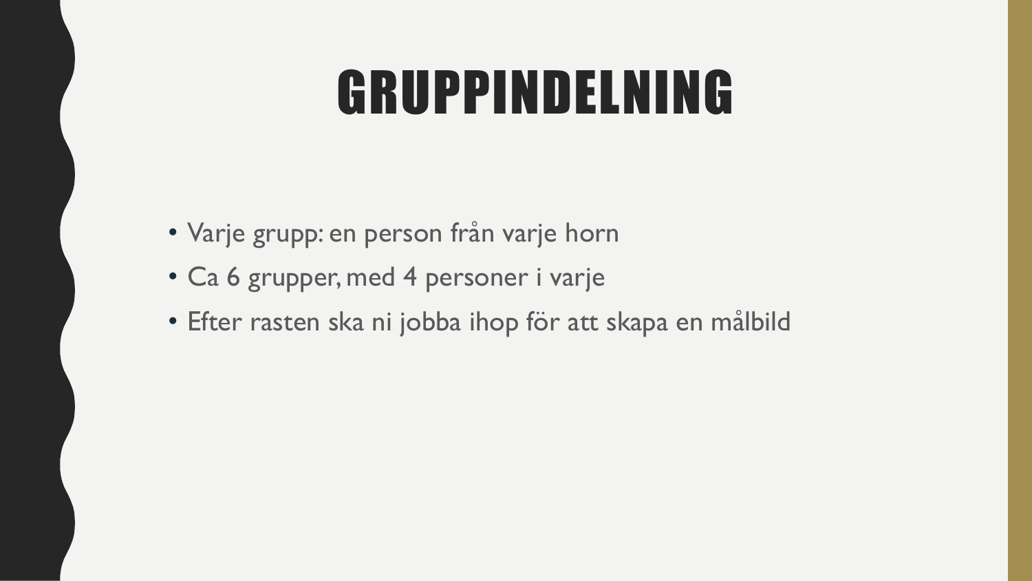# GRUPPINDELNING

- Varje grupp: en person från varje horn
- Ca 6 grupper, med 4 personer i varje
- Efter rasten ska ni jobba ihop för att skapa en målbild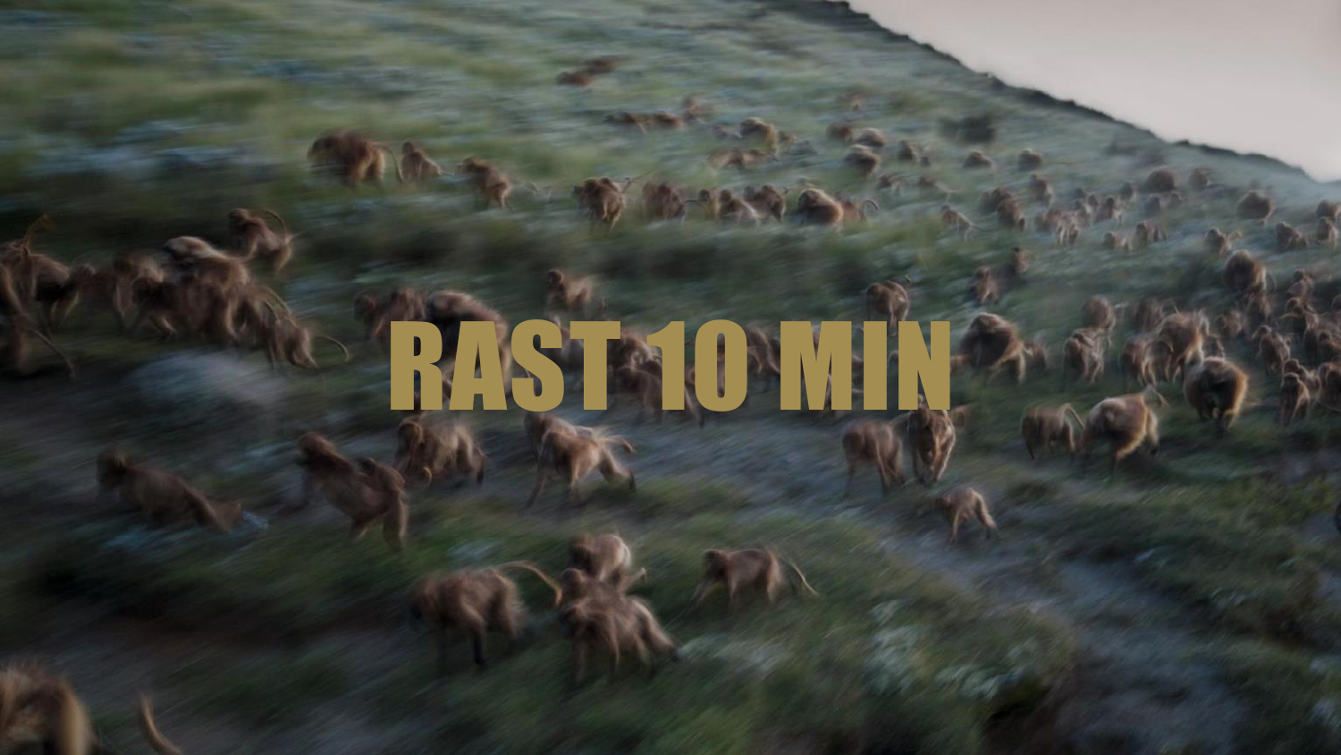# RAST 10 MIN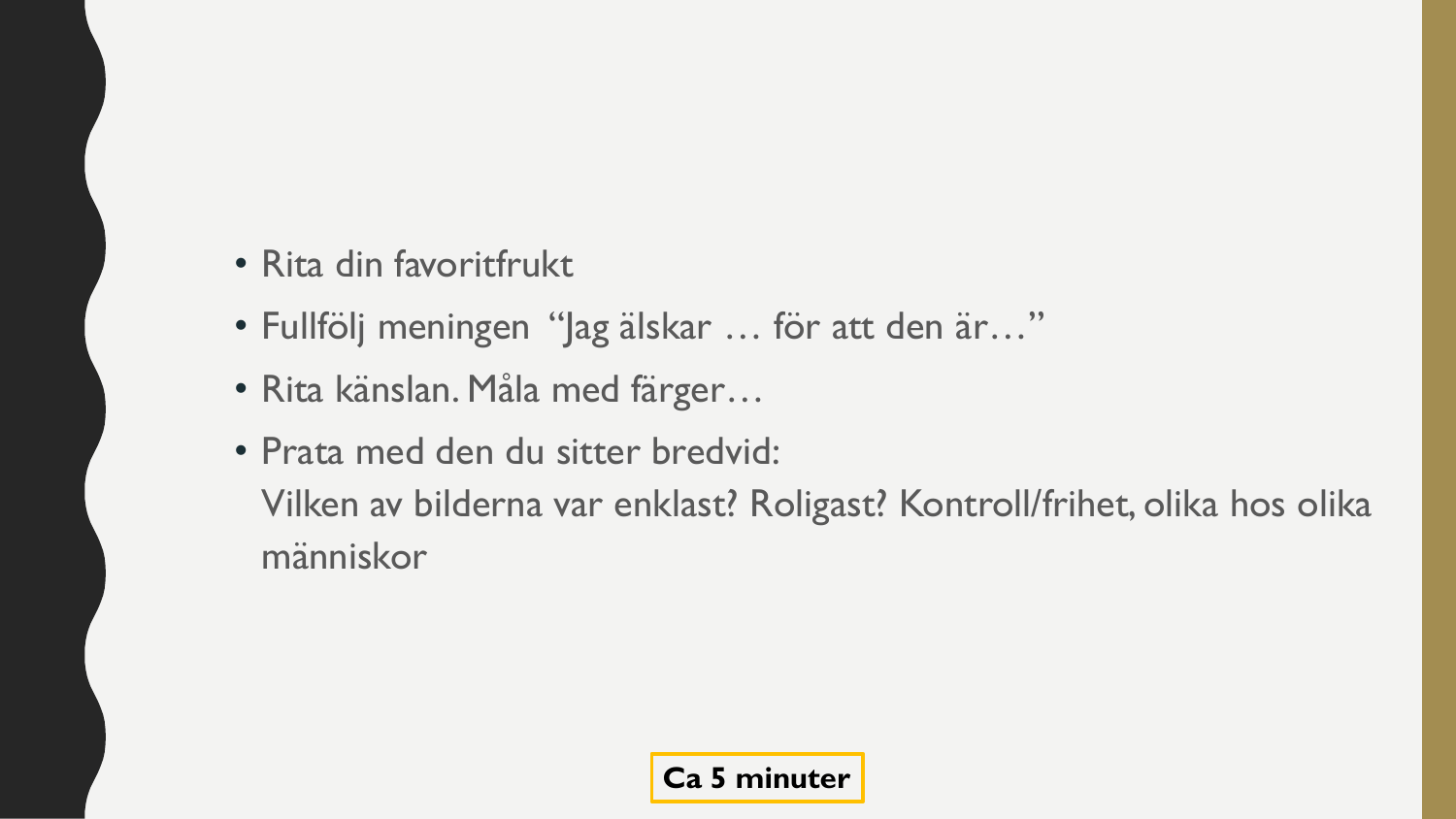- Rita din favoritfrukt
- Fullfölj meningen "Jag älskar … för att den är…"
- Rita känslan. Måla med färger…
- Prata med den du sitter bredvid:
  Vilken av bilderna var enklast? Roligast? Kontroll/frihet, olika hos olika människor

**Ca 5 minuter**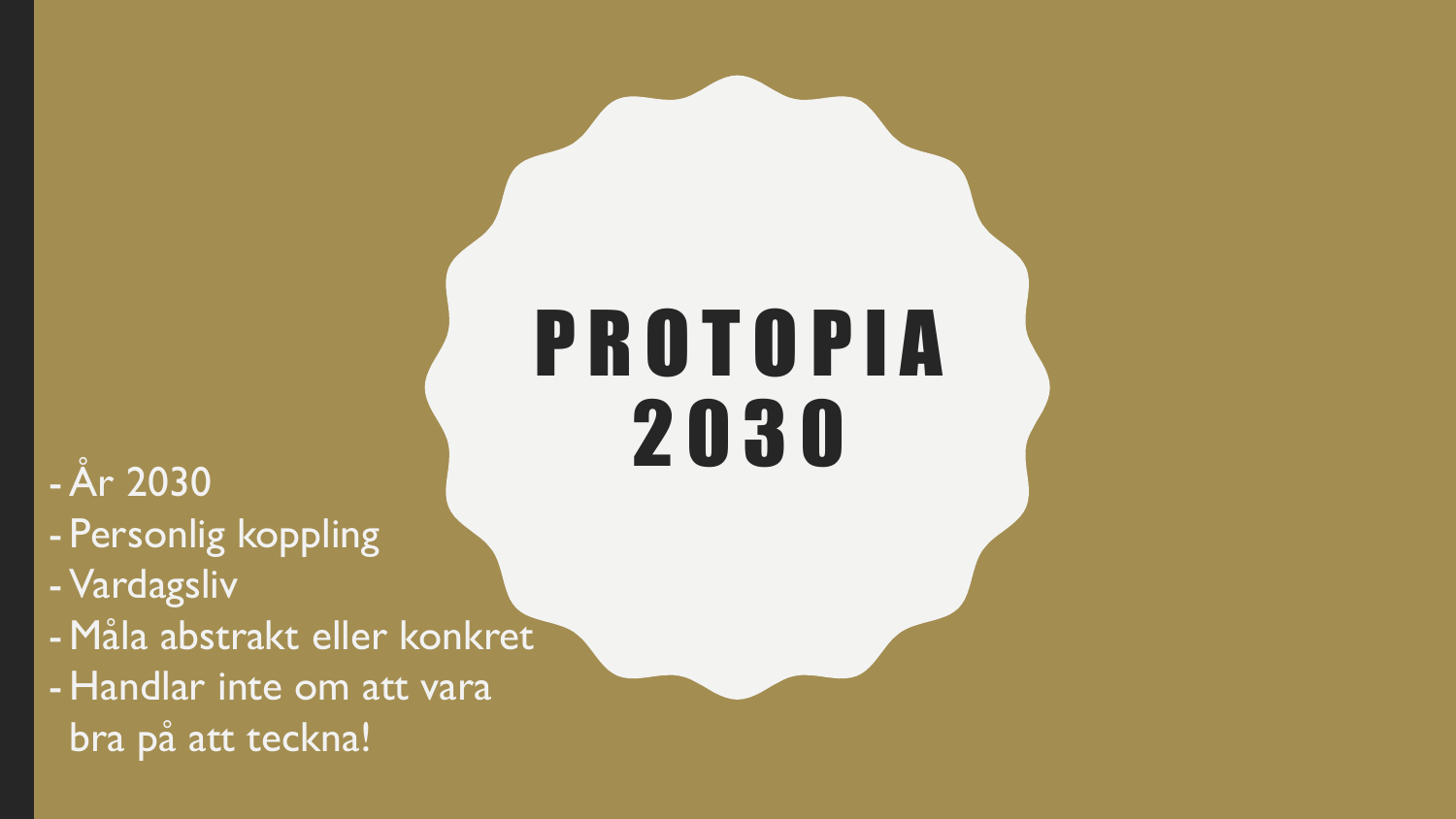# PROTOPIA 2030

- År 2030
- Personlig koppling
- Vardagsliv
- Måla abstrakt eller konkret
- Handlar inte om att vara bra på att teckna!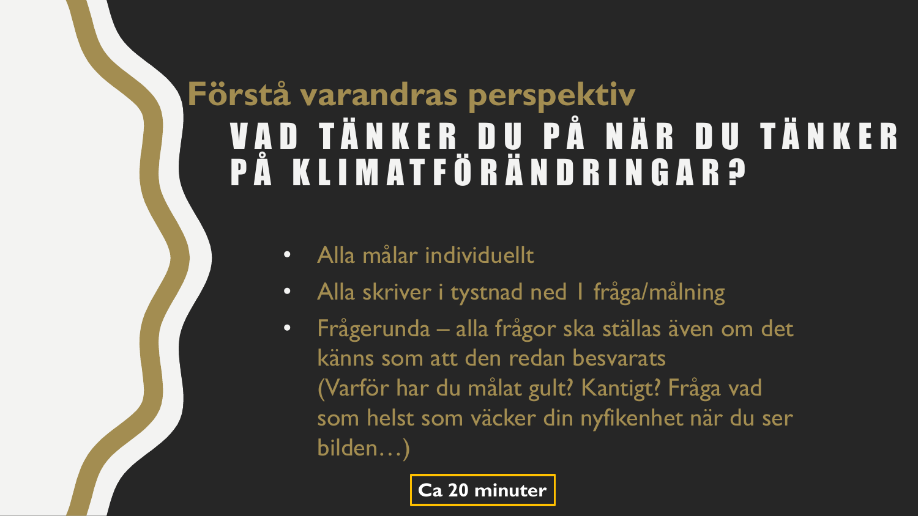# Förstå varandras perspektiv

## VAD TÄNKER DU PÅ NÄR DU TÄNKER PÅ KLIMATFÖRÄNDRINGAR?

- Alla målar individuellt
- Alla skriver i tystnad ned 1 fråga/målning
- Frågerunda – alla frågor ska ställas även om det känns som att den redan besvarats (Varför har du målat gult? Kantigt? Fråga vad som helst som väcker din nyfikenhet när du ser bilden…)

**Ca 20 minuter**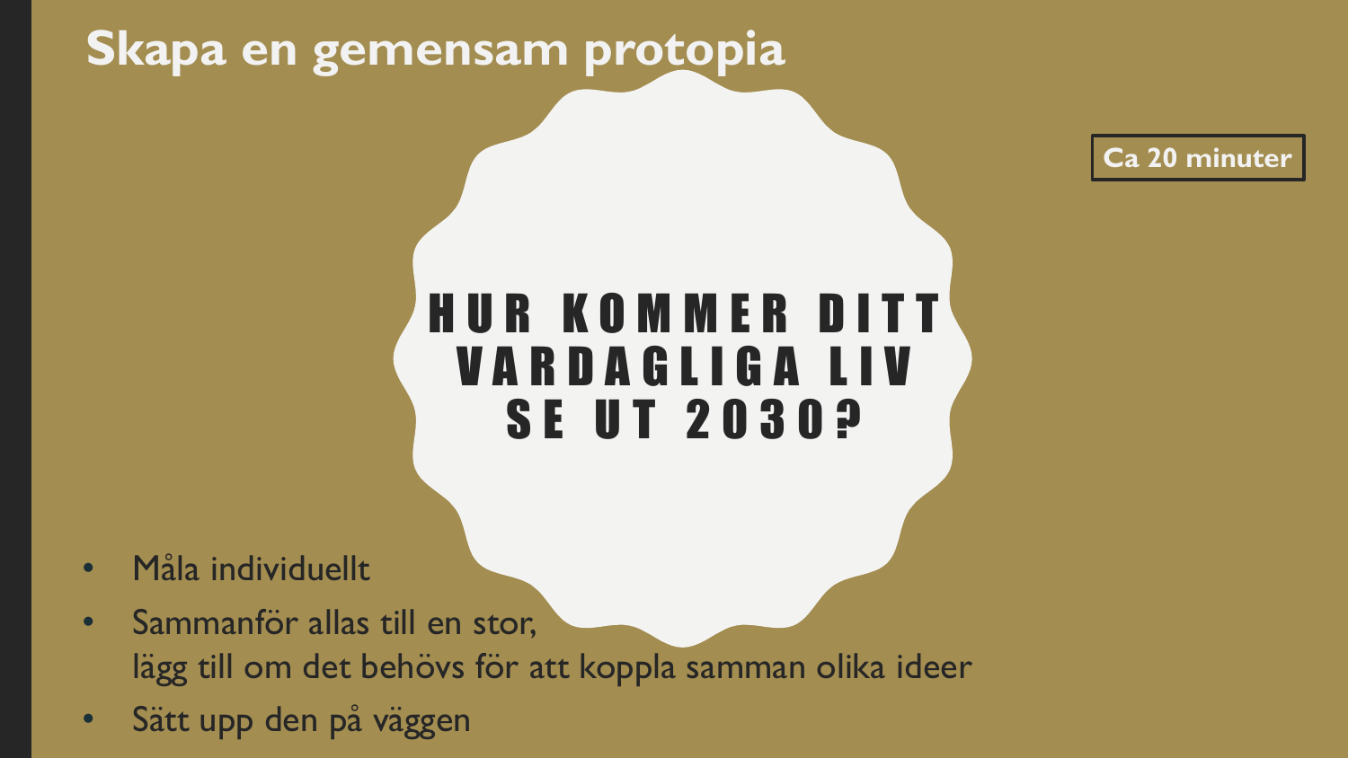# Skapa en gemensam protopia

**Ca 20 minuter**

**HUR KOMMER DITT VARDAGLIGA LIV SE UT 2030?**

- Måla individuellt
- Sammanför allas till en stor,
  lägg till om det behövs för att koppla samman olika ideer
- Sätt upp den på väggen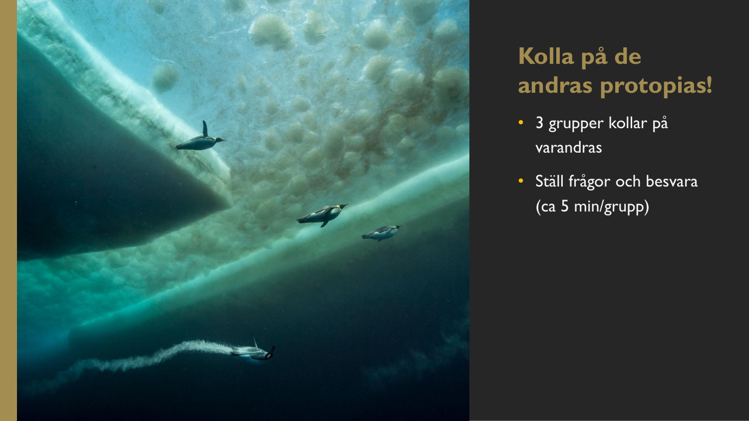# Kolla på de andras protopias!

- 3 grupper kollar på varandras
- Ställ frågor och besvara (ca 5 min/grupp)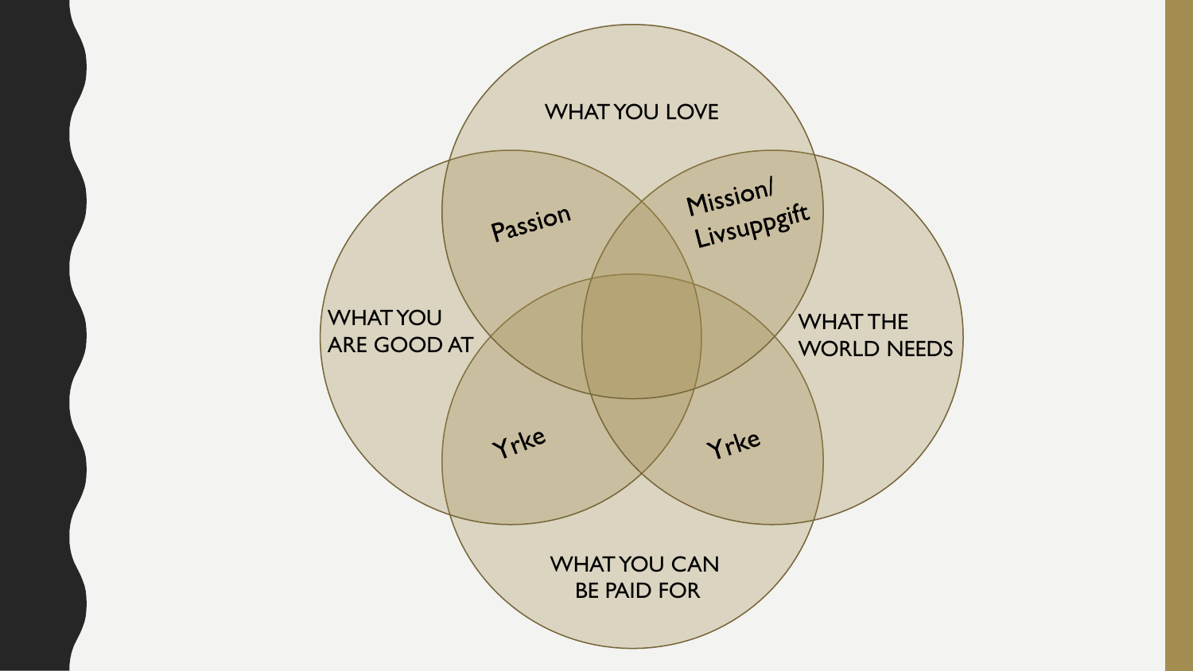WHAT YOU LOVE

Passion

Mission/ Livsuppgift

WHAT YOU ARE GOOD AT

WHAT THE WORLD NEEDS

Yrke

Yrke

WHAT YOU CAN BE PAID FOR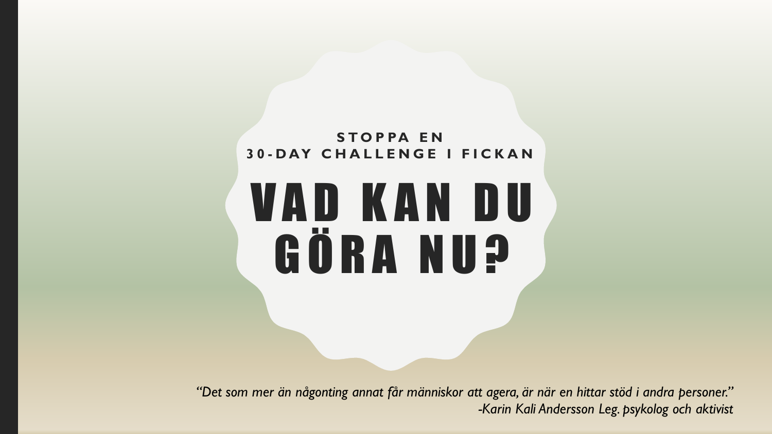STOPPA EN
30-DAY CHALLENGE I FICKAN

# VAD KAN DU GÖRA NU?

*"Det som mer än någonting annat får människor att agera, är när en hittar stöd i andra personer."*
*-Karin Kali Andersson Leg. psykolog och aktivist*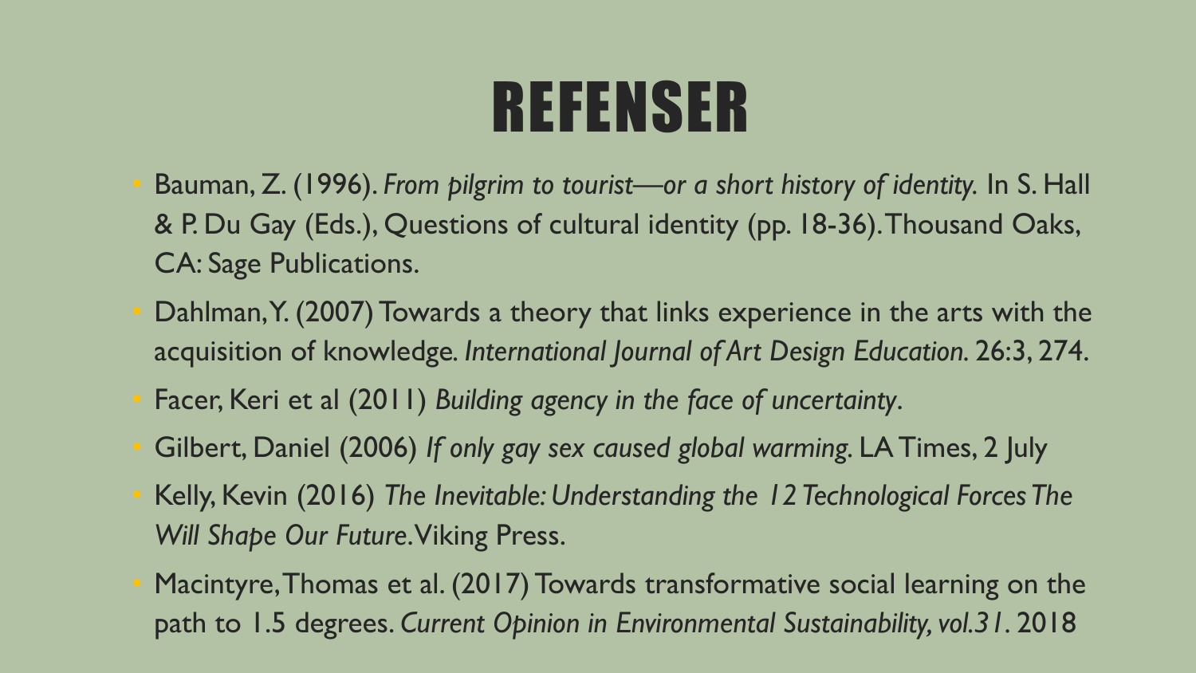# REFENSER

- Bauman, Z. (1996). *From pilgrim to tourist—or a short history of identity.* In S. Hall & P. Du Gay (Eds.), Questions of cultural identity (pp. 18-36). Thousand Oaks, CA: Sage Publications.
- Dahlman, Y. (2007) Towards a theory that links experience in the arts with the acquisition of knowledge. *International Journal of Art Design Education.* 26:3, 274.
- Facer, Keri et al (2011) *Building agency in the face of uncertainty*.
- Gilbert, Daniel (2006) *If only gay sex caused global warming.* LA Times, 2 July
- Kelly, Kevin (2016) *The Inevitable: Understanding the 12 Technological Forces The Will Shape Our Future.* Viking Press.
- Macintyre, Thomas et al. (2017) Towards transformative social learning on the path to 1.5 degrees. *Current Opinion in Environmental Sustainability, vol.31*. 2018